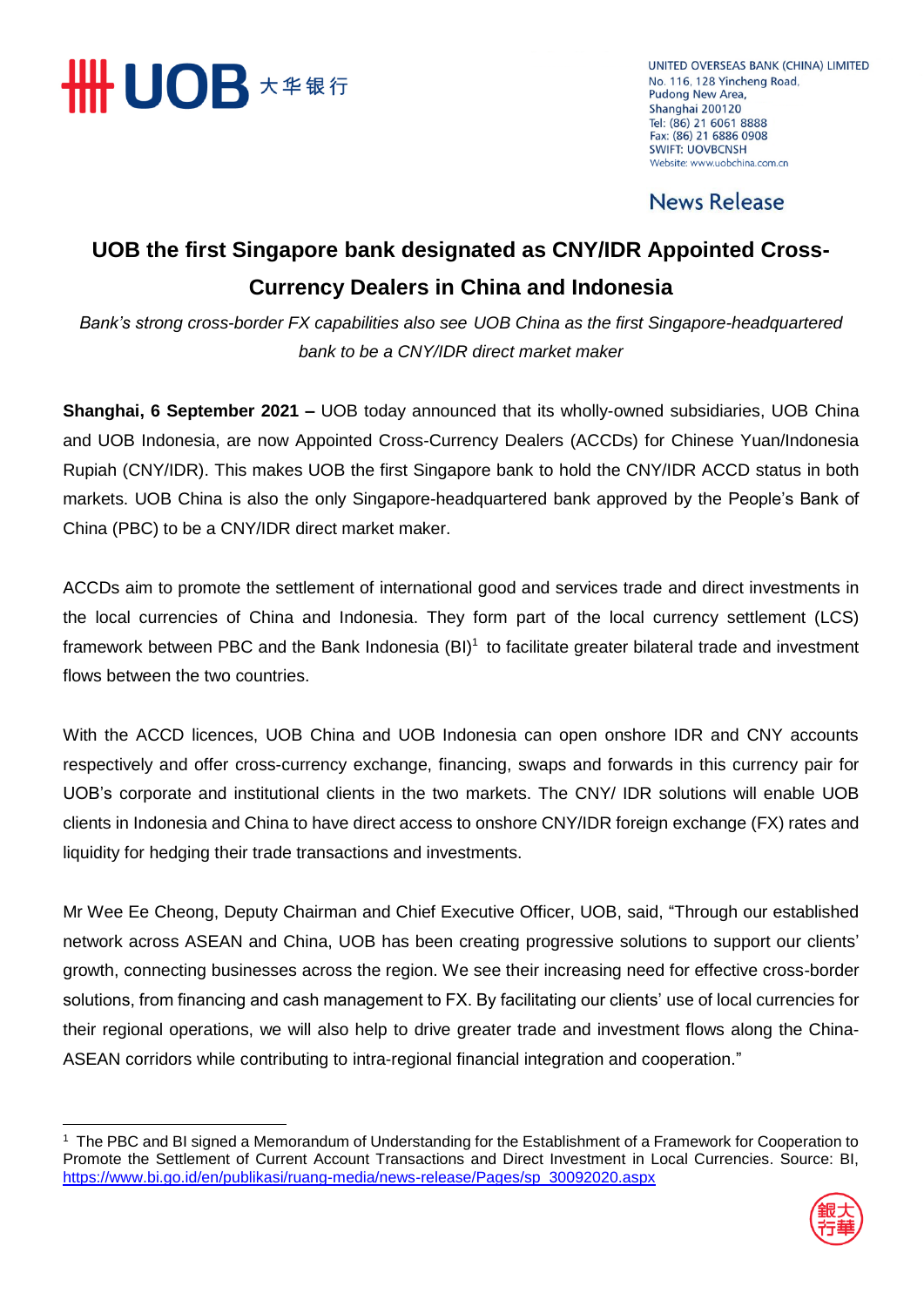UNITED OVERSEAS BANK (CHINA) LIMITED
No. 116, 128 Yincheng Road,
Pudong New Area,
Shanghai 200120
Tel: (86) 21 6061 8888
Fax: (86) 21 6886 0908
SWIFT: UOVBCNSH
Website: www.uobchina.com.cn

News Release

# UOB the first Singapore bank designated as CNY/IDR Appointed Cross-Currency Dealers in China and Indonesia

*Bank's strong cross-border FX capabilities also see UOB China as the first Singapore-headquartered bank to be a CNY/IDR direct market maker*

**Shanghai, 6 September 2021 –** UOB today announced that its wholly-owned subsidiaries, UOB China and UOB Indonesia, are now Appointed Cross-Currency Dealers (ACCDs) for Chinese Yuan/Indonesia Rupiah (CNY/IDR). This makes UOB the first Singapore bank to hold the CNY/IDR ACCD status in both markets. UOB China is also the only Singapore-headquartered bank approved by the People's Bank of China (PBC) to be a CNY/IDR direct market maker.

ACCDs aim to promote the settlement of international good and services trade and direct investments in the local currencies of China and Indonesia. They form part of the local currency settlement (LCS) framework between PBC and the Bank Indonesia (BI)[1] to facilitate greater bilateral trade and investment flows between the two countries.

With the ACCD licences, UOB China and UOB Indonesia can open onshore IDR and CNY accounts respectively and offer cross-currency exchange, financing, swaps and forwards in this currency pair for UOB's corporate and institutional clients in the two markets. The CNY/ IDR solutions will enable UOB clients in Indonesia and China to have direct access to onshore CNY/IDR foreign exchange (FX) rates and liquidity for hedging their trade transactions and investments.

Mr Wee Ee Cheong, Deputy Chairman and Chief Executive Officer, UOB, said, "Through our established network across ASEAN and China, UOB has been creating progressive solutions to support our clients' growth, connecting businesses across the region. We see their increasing need for effective cross-border solutions, from financing and cash management to FX. By facilitating our clients' use of local currencies for their regional operations, we will also help to drive greater trade and investment flows along the China-ASEAN corridors while contributing to intra-regional financial integration and cooperation."

---

[1] The PBC and BI signed a Memorandum of Understanding for the Establishment of a Framework for Cooperation to Promote the Settlement of Current Account Transactions and Direct Investment in Local Currencies. Source: BI, https://www.bi.go.id/en/publikasi/ruang-media/news-release/Pages/sp_30092020.aspx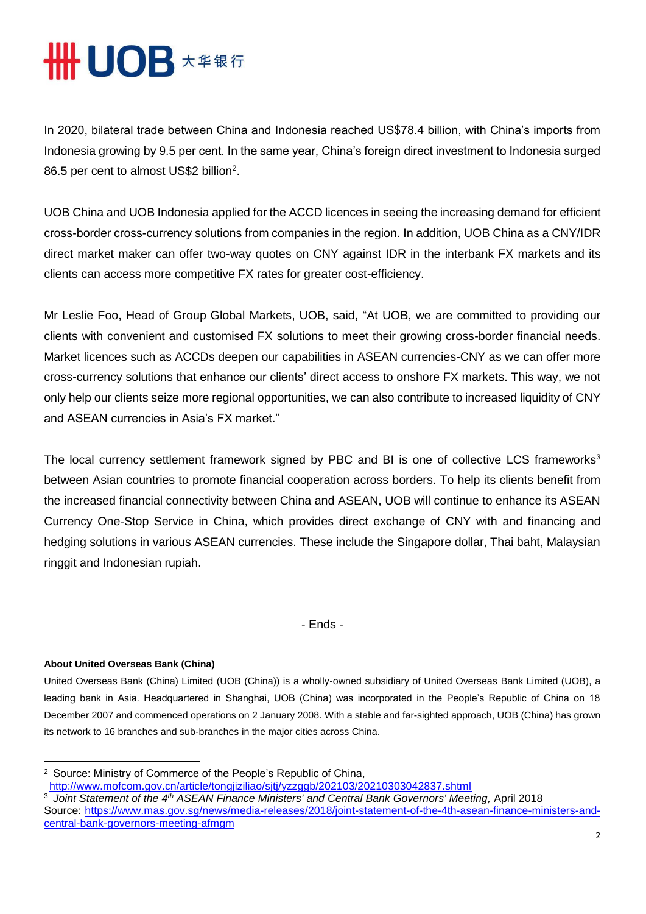In 2020, bilateral trade between China and Indonesia reached US$78.4 billion, with China's imports from Indonesia growing by 9.5 per cent. In the same year, China's foreign direct investment to Indonesia surged 86.5 per cent to almost US$2 billion[2].

UOB China and UOB Indonesia applied for the ACCD licences in seeing the increasing demand for efficient cross-border cross-currency solutions from companies in the region. In addition, UOB China as a CNY/IDR direct market maker can offer two-way quotes on CNY against IDR in the interbank FX markets and its clients can access more competitive FX rates for greater cost-efficiency.

Mr Leslie Foo, Head of Group Global Markets, UOB, said, "At UOB, we are committed to providing our clients with convenient and customised FX solutions to meet their growing cross-border financial needs. Market licences such as ACCDs deepen our capabilities in ASEAN currencies-CNY as we can offer more cross-currency solutions that enhance our clients' direct access to onshore FX markets. This way, we not only help our clients seize more regional opportunities, we can also contribute to increased liquidity of CNY and ASEAN currencies in Asia's FX market."

The local currency settlement framework signed by PBC and BI is one of collective LCS frameworks[3] between Asian countries to promote financial cooperation across borders. To help its clients benefit from the increased financial connectivity between China and ASEAN, UOB will continue to enhance its ASEAN Currency One-Stop Service in China, which provides direct exchange of CNY with and financing and hedging solutions in various ASEAN currencies. These include the Singapore dollar, Thai baht, Malaysian ringgit and Indonesian rupiah.

- Ends -

**About United Overseas Bank (China)**

United Overseas Bank (China) Limited (UOB (China)) is a wholly-owned subsidiary of United Overseas Bank Limited (UOB), a leading bank in Asia. Headquartered in Shanghai, UOB (China) was incorporated in the People's Republic of China on 18 December 2007 and commenced operations on 2 January 2008. With a stable and far-sighted approach, UOB (China) has grown its network to 16 branches and sub-branches in the major cities across China.

---

[2] Source: Ministry of Commerce of the People's Republic of China, http://www.mofcom.gov.cn/article/tongjiziliao/sjtj/yzzggb/202103/20210303042837.shtml

[3] *Joint Statement of the 4th ASEAN Finance Ministers' and Central Bank Governors' Meeting,* April 2018
Source: https://www.mas.gov.sg/news/media-releases/2018/joint-statement-of-the-4th-asean-finance-ministers-and-central-bank-governors-meeting-afmgm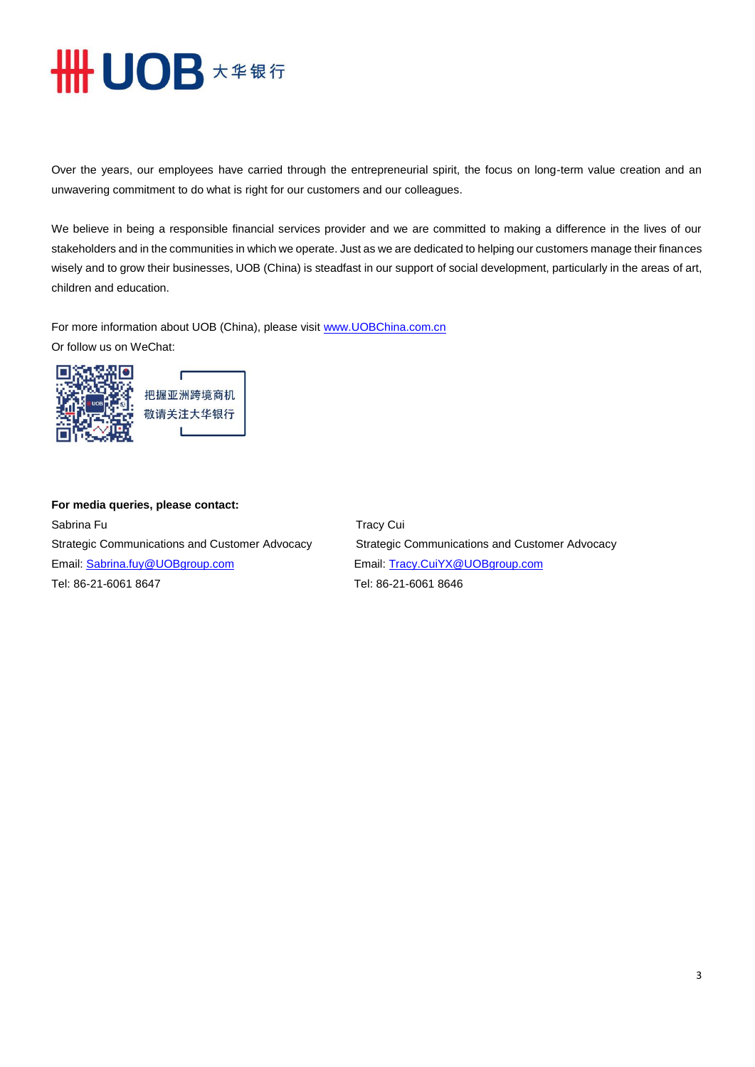Over the years, our employees have carried through the entrepreneurial spirit, the focus on long-term value creation and an unwavering commitment to do what is right for our customers and our colleagues.

We believe in being a responsible financial services provider and we are committed to making a difference in the lives of our stakeholders and in the communities in which we operate. Just as we are dedicated to helping our customers manage their finances wisely and to grow their businesses, UOB (China) is steadfast in our support of social development, particularly in the areas of art, children and education.

For more information about UOB (China), please visit www.UOBChina.com.cn
Or follow us on WeChat:

把握亚洲跨境商机
敬请关注大华银行

**For media queries, please contact:**

Sabrina Fu
Strategic Communications and Customer Advocacy
Email: Sabrina.fuy@UOBgroup.com
Tel: 86-21-6061 8647

Tracy Cui
Strategic Communications and Customer Advocacy
Email: Tracy.CuiYX@UOBgroup.com
Tel: 86-21-6061 8646